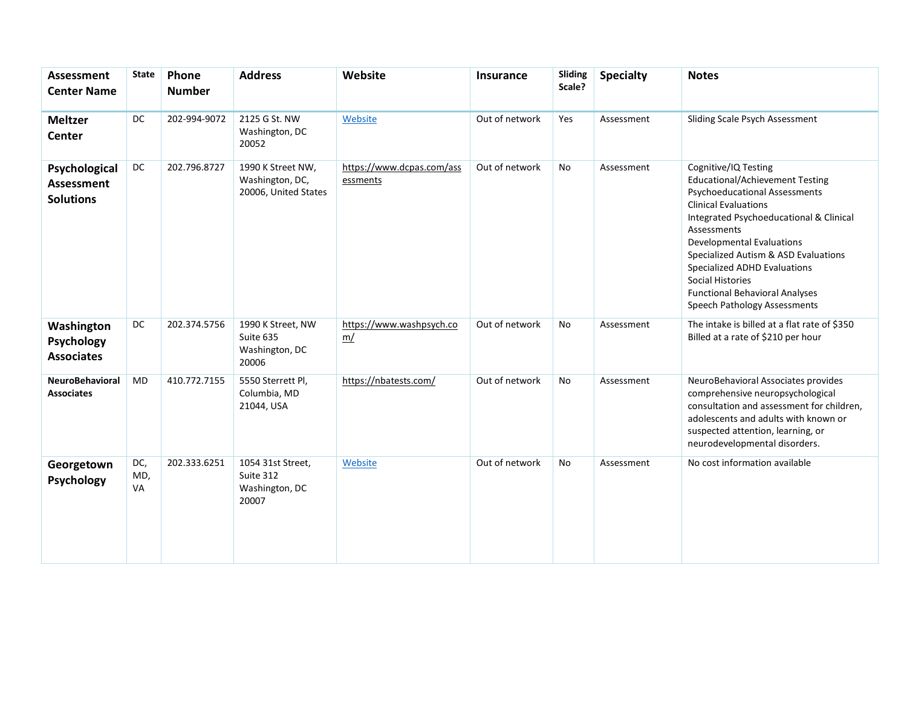| Assessment Center Name | State | Phone Number | Address | Website | Insurance | Sliding Scale? | Specialty | Notes |
|---|---|---|---|---|---|---|---|---|
| **Meltzer Center** | DC | 202-994-9072 | 2125 G St. NW Washington, DC 20052 | Website | Out of network | Yes | Assessment | Sliding Scale Psych Assessment |
| **Psychological Assessment Solutions** | DC | 202.796.8727 | 1990 K Street NW, Washington, DC, 20006, United States | https://www.dcpas.com/assessments | Out of network | No | Assessment | Cognitive/IQ Testing<br>Educational/Achievement Testing<br>Psychoeducational Assessments<br>Clinical Evaluations<br>Integrated Psychoeducational & Clinical Assessments<br>Developmental Evaluations<br>Specialized Autism & ASD Evaluations<br>Specialized ADHD Evaluations<br>Social Histories<br>Functional Behavioral Analyses<br>Speech Pathology Assessments |
| **Washington Psychology Associates** | DC | 202.374.5756 | 1990 K Street, NW Suite 635 Washington, DC 20006 | https://www.washpsych.com/ | Out of network | No | Assessment | The intake is billed at a flat rate of $350<br>Billed at a rate of $210 per hour |
| **NeuroBehavioral Associates** | MD | 410.772.7155 | 5550 Sterrett Pl, Columbia, MD 21044, USA | https://nbatests.com/ | Out of network | No | Assessment | NeuroBehavioral Associates provides comprehensive neuropsychological consultation and assessment for children, adolescents and adults with known or suspected attention, learning, or neurodevelopmental disorders. |
| **Georgetown Psychology** | DC, MD, VA | 202.333.6251 | 1054 31st Street, Suite 312 Washington, DC 20007 | Website | Out of network | No | Assessment | No cost information available |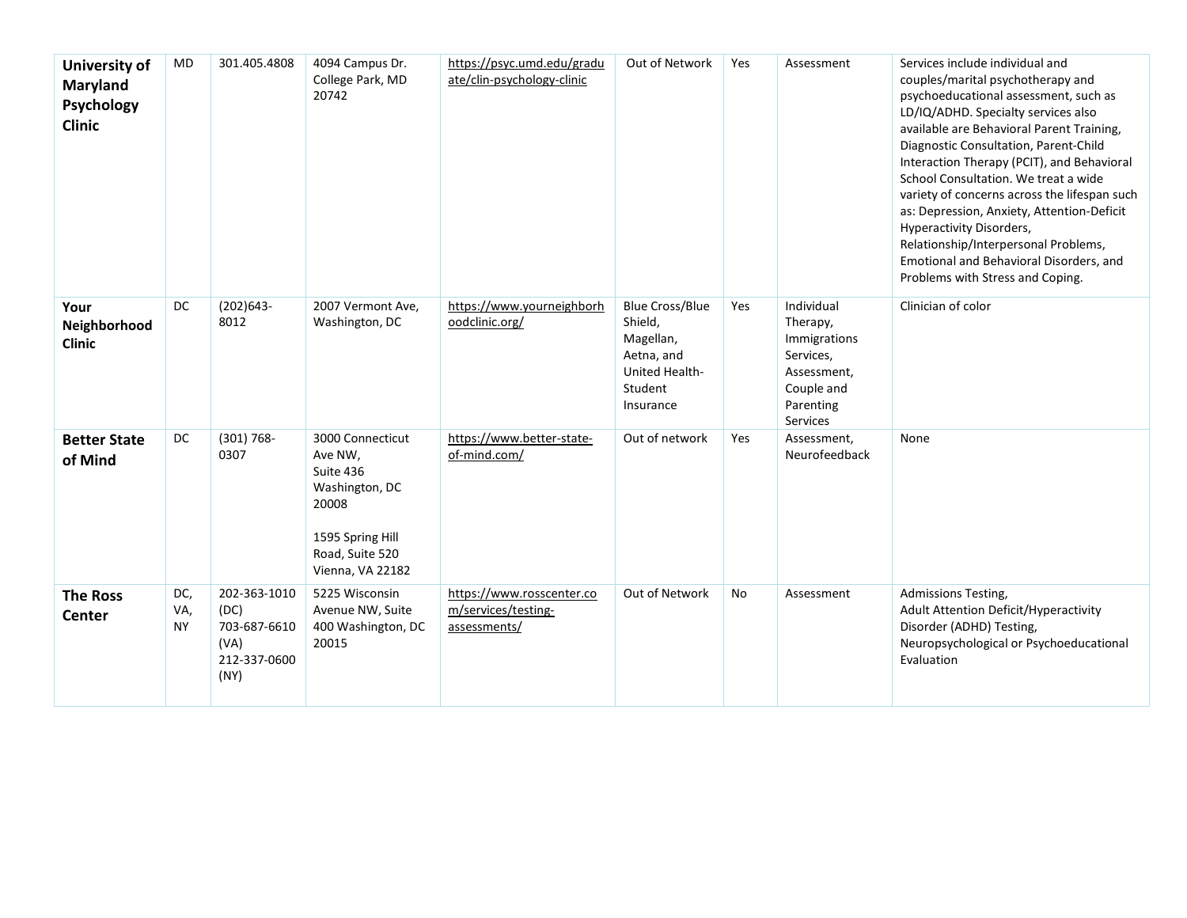| **University of Maryland Psychology Clinic** | MD | 301.405.4808 | 4094 Campus Dr. College Park, MD 20742 | https://psyc.umd.edu/graduate/clin-psychology-clinic | Out of Network | Yes | Assessment | Services include individual and couples/marital psychotherapy and psychoeducational assessment, such as LD/IQ/ADHD. Specialty services also available are Behavioral Parent Training, Diagnostic Consultation, Parent-Child Interaction Therapy (PCIT), and Behavioral School Consultation. We treat a wide variety of concerns across the lifespan such as: Depression, Anxiety, Attention-Deficit Hyperactivity Disorders, Relationship/Interpersonal Problems, Emotional and Behavioral Disorders, and Problems with Stress and Coping. |
|---|---|---|---|---|---|---|---|---|
| **Your Neighborhood Clinic** | DC | (202)643-8012 | 2007 Vermont Ave, Washington, DC | https://www.yourneighborhoodclinic.org/ | Blue Cross/Blue Shield, Magellan, Aetna, and United Health-Student Insurance | Yes | Individual Therapy, Immigrations Services, Assessment, Couple and Parenting Services | Clinician of color |
| **Better State of Mind** | DC | (301) 768-0307 | 3000 Connecticut Ave NW, Suite 436 Washington, DC 20008<br><br>1595 Spring Hill Road, Suite 520 Vienna, VA 22182 | https://www.better-state-of-mind.com/ | Out of network | Yes | Assessment, Neurofeedback | None |
| **The Ross Center** | DC, VA, NY | 202-363-1010 (DC) 703-687-6610 (VA) 212-337-0600 (NY) | 5225 Wisconsin Avenue NW, Suite 400 Washington, DC 20015 | https://www.rosscenter.com/services/testing-assessments/ | Out of Network | No | Assessment | Admissions Testing,<br>Adult Attention Deficit/Hyperactivity Disorder (ADHD) Testing,<br>Neuropsychological or Psychoeducational Evaluation |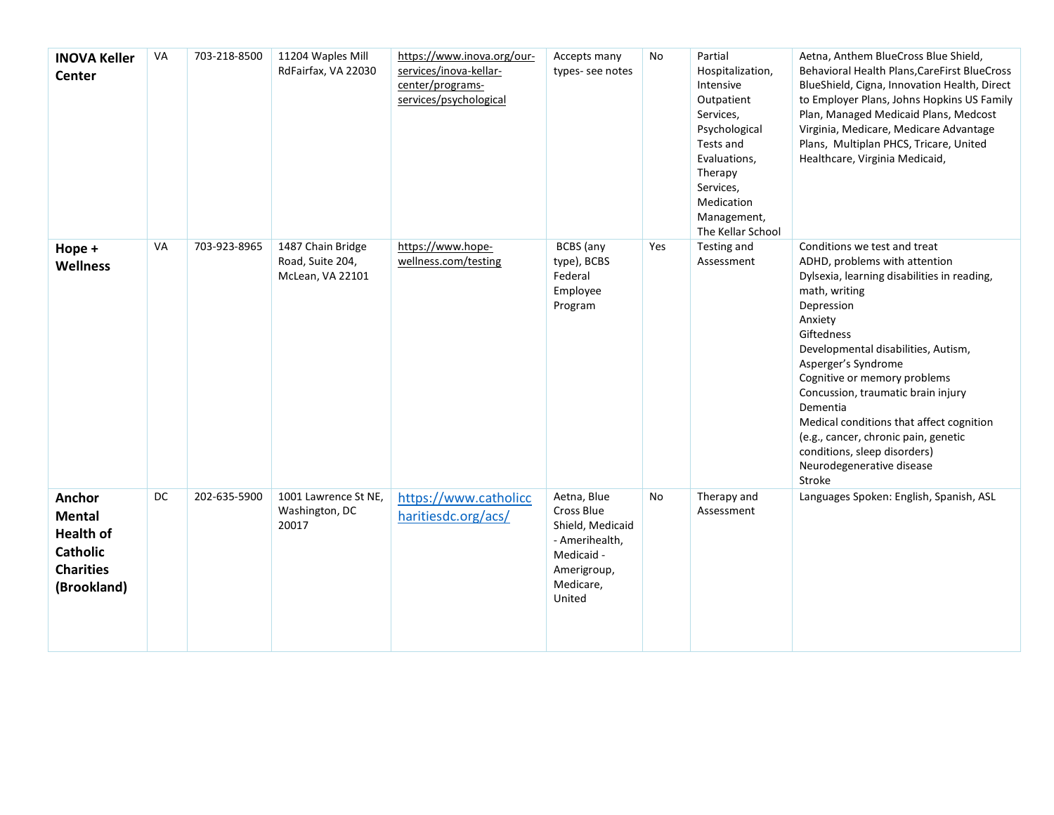| **INOVA Keller Center** | VA | 703-218-8500 | 11204 Waples Mill RdFairfax, VA 22030 | https://www.inova.org/our-services/inova-kellar-center/programs-services/psychological | Accepts many types- see notes | No | Partial Hospitalization, Intensive Outpatient Services, Psychological Tests and Evaluations, Therapy Services, Medication Management, The Kellar School | Aetna, Anthem BlueCross Blue Shield, Behavioral Health Plans,CareFirst BlueCross BlueShield, Cigna, Innovation Health, Direct to Employer Plans, Johns Hopkins US Family Plan, Managed Medicaid Plans, Medcost Virginia, Medicare, Medicare Advantage Plans, Multiplan PHCS, Tricare, United Healthcare, Virginia Medicaid, |
|---|---|---|---|---|---|---|---|---|
| **Hope + Wellness** | VA | 703-923-8965 | 1487 Chain Bridge Road, Suite 204, McLean, VA 22101 | https://www.hope-wellness.com/testing | BCBS (any type), BCBS Federal Employee Program | Yes | Testing and Assessment | Conditions we test and treat<br>ADHD, problems with attention<br>Dylsexia, learning disabilities in reading, math, writing<br>Depression<br>Anxiety<br>Giftedness<br>Developmental disabilities, Autism, Asperger's Syndrome<br>Cognitive or memory problems<br>Concussion, traumatic brain injury<br>Dementia<br>Medical conditions that affect cognition (e.g., cancer, chronic pain, genetic conditions, sleep disorders)<br>Neurodegenerative disease<br>Stroke |
| **Anchor Mental Health of Catholic Charities (Brookland)** | DC | 202-635-5900 | 1001 Lawrence St NE, Washington, DC 20017 | https://www.catholiccharitiesdc.org/acs/ | Aetna, Blue Cross Blue Shield, Medicaid - Amerihealth, Medicaid - Amerigroup, Medicare, United | No | Therapy and Assessment | Languages Spoken: English, Spanish, ASL |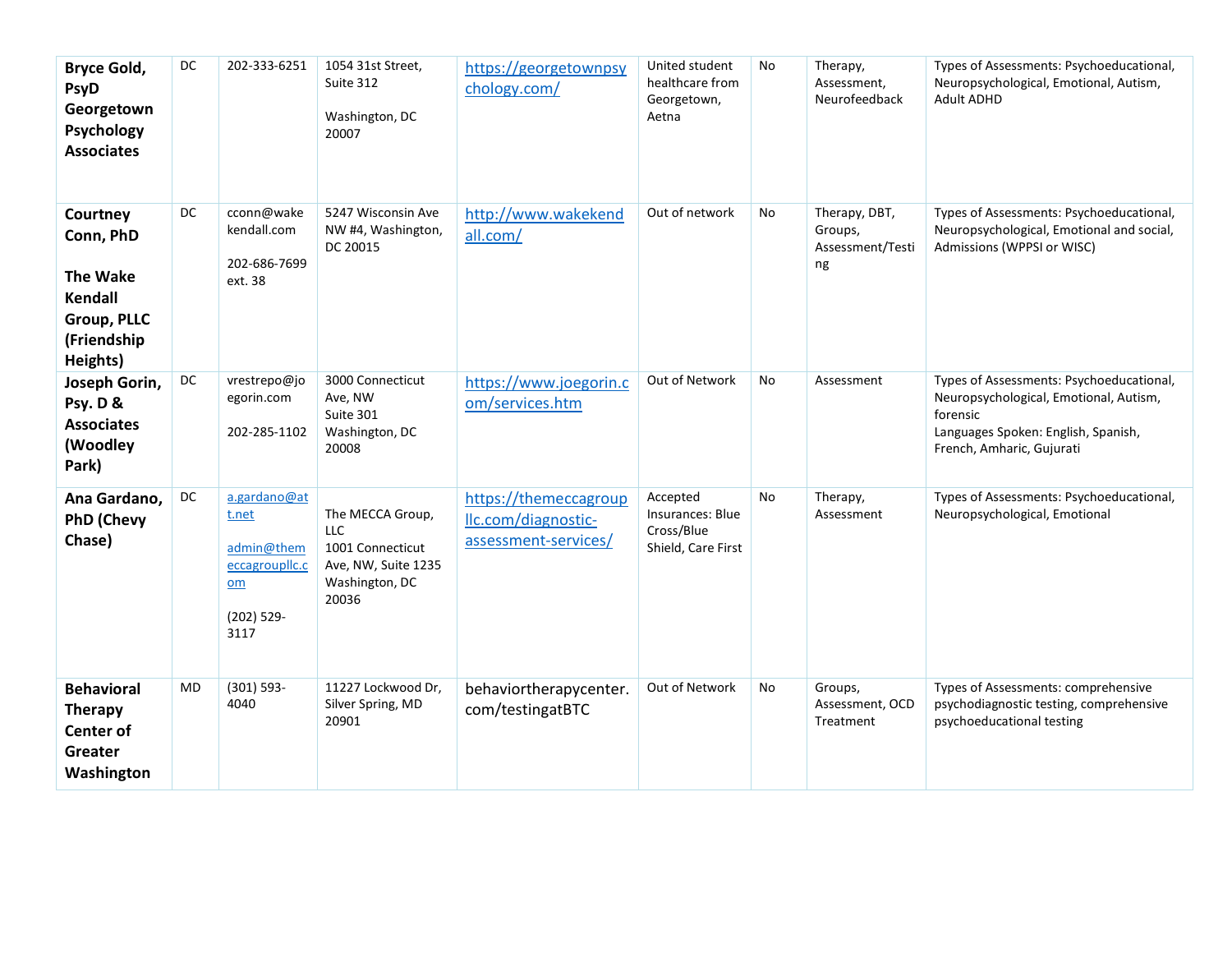| **Bryce Gold, PsyD Georgetown Psychology Associates** | DC | 202-333-6251 | 1054 31st Street, Suite 312<br><br>Washington, DC 20007 | https://georgetownpsychology.com/ | United student healthcare from Georgetown, Aetna | No | Therapy, Assessment, Neurofeedback | Types of Assessments: Psychoeducational, Neuropsychological, Emotional, Autism, Adult ADHD |
|---|---|---|---|---|---|---|---|---|
| **Courtney Conn, PhD<br><br>The Wake Kendall Group, PLLC (Friendship Heights)** | DC | cconn@wakekendall.com<br><br>202-686-7699 ext. 38 | 5247 Wisconsin Ave NW #4, Washington, DC 20015 | http://www.wakekendall.com/ | Out of network | No | Therapy, DBT, Groups, Assessment/Testing | Types of Assessments: Psychoeducational, Neuropsychological, Emotional and social, Admissions (WPPSI or WISC) |
| **Joseph Gorin, Psy. D & Associates (Woodley Park)** | DC | vrestrepo@joegorin.com<br><br>202-285-1102 | 3000 Connecticut Ave, NW Suite 301 Washington, DC 20008 | https://www.joegorin.com/services.htm | Out of Network | No | Assessment | Types of Assessments: Psychoeducational, Neuropsychological, Emotional, Autism, forensic<br>Languages Spoken: English, Spanish, French, Amharic, Gujurati |
| **Ana Gardano, PhD (Chevy Chase)** | DC | a.gardano@att.net<br><br>admin@themeccagroupllc.com<br><br>(202) 529-3117 | The MECCA Group, LLC<br>1001 Connecticut Ave, NW, Suite 1235 Washington, DC 20036 | https://themeccagroupllc.com/diagnostic-assessment-services/ | Accepted Insurances: Blue Cross/Blue Shield, Care First | No | Therapy, Assessment | Types of Assessments: Psychoeducational, Neuropsychological, Emotional |
| **Behavioral Therapy Center of Greater Washington** | MD | (301) 593-4040 | 11227 Lockwood Dr, Silver Spring, MD 20901 | behaviortherapycenter.com/testingatBTC | Out of Network | No | Groups, Assessment, OCD Treatment | Types of Assessments: comprehensive psychodiagnostic testing, comprehensive psychoeducational testing |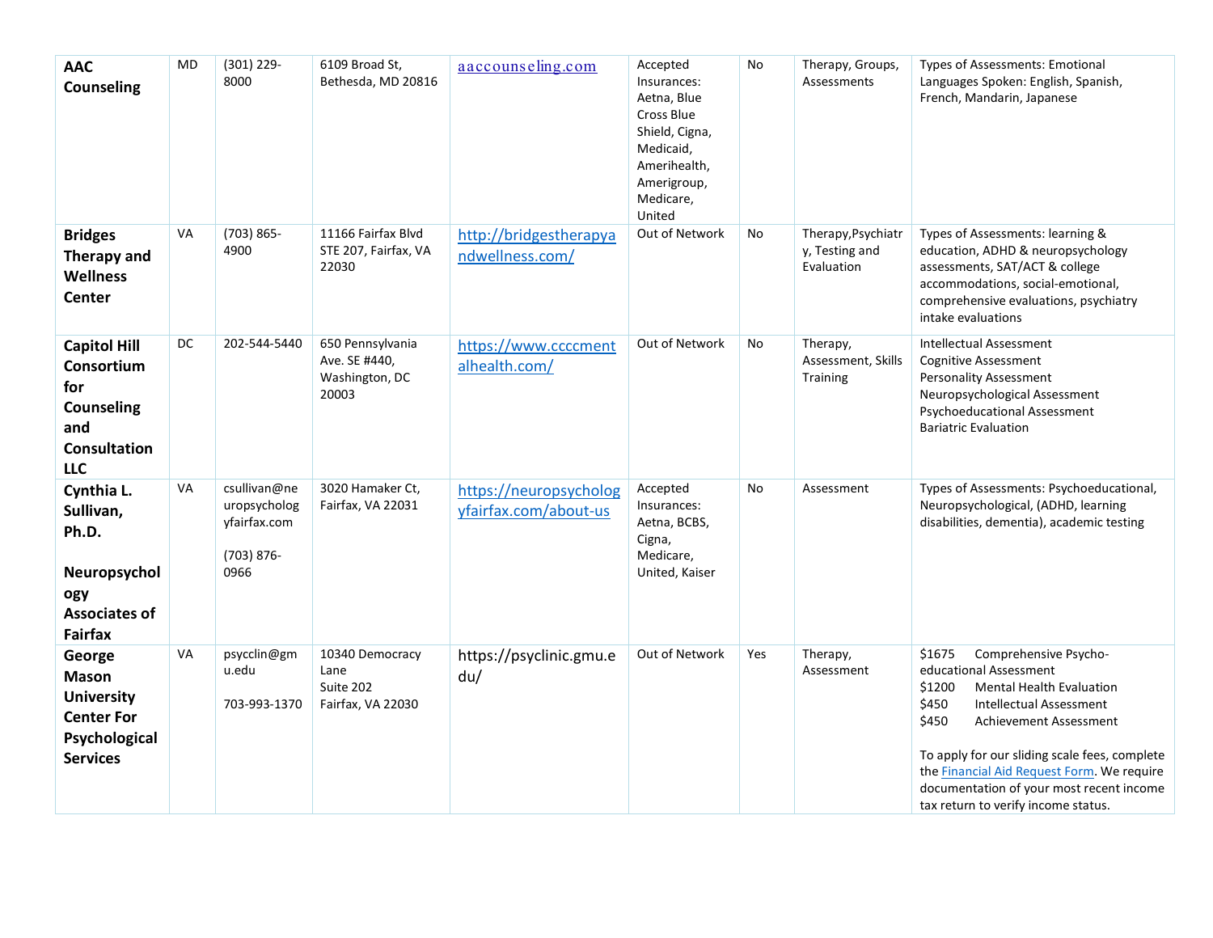| | | | | | | | | |
|---|---|---|---|---|---|---|---|---|
| **AAC Counseling** | MD | (301) 229-8000 | 6109 Broad St, Bethesda, MD 20816 | aaccounseling.com | Accepted Insurances: Aetna, Blue Cross Blue Shield, Cigna, Medicaid, Amerihealth, Amerigroup, Medicare, United | No | Therapy, Groups, Assessments | Types of Assessments: Emotional<br>Languages Spoken: English, Spanish, French, Mandarin, Japanese |
| **Bridges Therapy and Wellness Center** | VA | (703) 865-4900 | 11166 Fairfax Blvd STE 207, Fairfax, VA 22030 | http://bridgestherapyandwellness.com/ | Out of Network | No | Therapy,Psychiatry, Testing and Evaluation | Types of Assessments: learning & education, ADHD & neuropsychology assessments, SAT/ACT & college accommodations, social-emotional, comprehensive evaluations, psychiatry intake evaluations |
| **Capitol Hill Consortium for Counseling and Consultation LLC** | DC | 202-544-5440 | 650 Pennsylvania Ave. SE #440, Washington, DC 20003 | https://www.ccccmentalhealth.com/ | Out of Network | No | Therapy, Assessment, Skills Training | Intellectual Assessment<br>Cognitive Assessment<br>Personality Assessment<br>Neuropsychological Assessment<br>Psychoeducational Assessment<br>Bariatric Evaluation |
| **Cynthia L. Sullivan, Ph.D.**<br><br>**Neuropsychology Associates of Fairfax** | VA | csullivan@neuropsychologyfairfax.com<br><br>(703) 876-0966 | 3020 Hamaker Ct, Fairfax, VA 22031 | https://neuropsychologyfairfax.com/about-us | Accepted Insurances: Aetna, BCBS, Cigna, Medicare, United, Kaiser | No | Assessment | Types of Assessments: Psychoeducational, Neuropsychological, (ADHD, learning disabilities, dementia), academic testing |
| **George Mason University Center For Psychological Services** | VA | psycclin@gmu.edu<br><br>703-993-1370 | 10340 Democracy Lane<br>Suite 202<br>Fairfax, VA 22030 | https://psyclinic.gmu.edu/ | Out of Network | Yes | Therapy, Assessment | $1675 Comprehensive Psycho-educational Assessment<br>$1200 Mental Health Evaluation<br>$450 Intellectual Assessment<br>$450 Achievement Assessment<br><br>To apply for our sliding scale fees, complete the Financial Aid Request Form. We require documentation of your most recent income tax return to verify income status. |